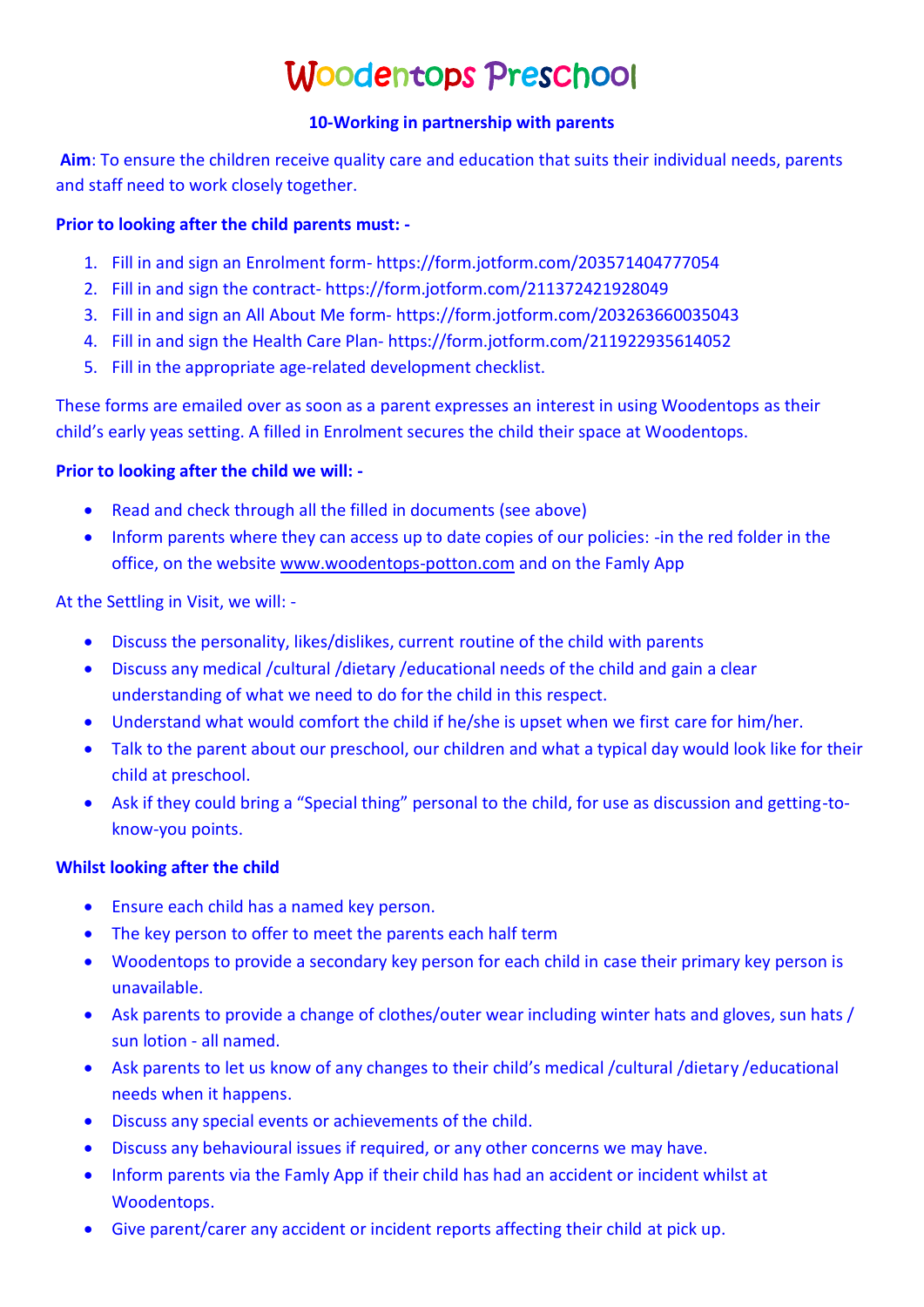# Woodentops Preschool

## 10-Working in partnership with parents

**Aim**: To ensure the children receive quality care and education that suits their individual needs, parents and staff need to work closely together.

**Prior to looking after the child parents must: -**

1. Fill in and sign an Enrolment form- https://form.jotform.com/203571404777054
2. Fill in and sign the contract- https://form.jotform.com/211372421928049
3. Fill in and sign an All About Me form- https://form.jotform.com/203263660035043
4. Fill in and sign the Health Care Plan- https://form.jotform.com/211922935614052
5. Fill in the appropriate age-related development checklist.

These forms are emailed over as soon as a parent expresses an interest in using Woodentops as their child's early yeas setting. A filled in Enrolment secures the child their space at Woodentops.

**Prior to looking after the child we will: -**

- Read and check through all the filled in documents (see above)
- Inform parents where they can access up to date copies of our policies: -in the red folder in the office, on the website www.woodentops-potton.com and on the Famly App

At the Settling in Visit, we will: -

- Discuss the personality, likes/dislikes, current routine of the child with parents
- Discuss any medical /cultural /dietary /educational needs of the child and gain a clear understanding of what we need to do for the child in this respect.
- Understand what would comfort the child if he/she is upset when we first care for him/her.
- Talk to the parent about our preschool, our children and what a typical day would look like for their child at preschool.
- Ask if they could bring a "Special thing" personal to the child, for use as discussion and getting-to-know-you points.

**Whilst looking after the child**

- Ensure each child has a named key person.
- The key person to offer to meet the parents each half term
- Woodentops to provide a secondary key person for each child in case their primary key person is unavailable.
- Ask parents to provide a change of clothes/outer wear including winter hats and gloves, sun hats / sun lotion - all named.
- Ask parents to let us know of any changes to their child's medical /cultural /dietary /educational needs when it happens.
- Discuss any special events or achievements of the child.
- Discuss any behavioural issues if required, or any other concerns we may have.
- Inform parents via the Famly App if their child has had an accident or incident whilst at Woodentops.
- Give parent/carer any accident or incident reports affecting their child at pick up.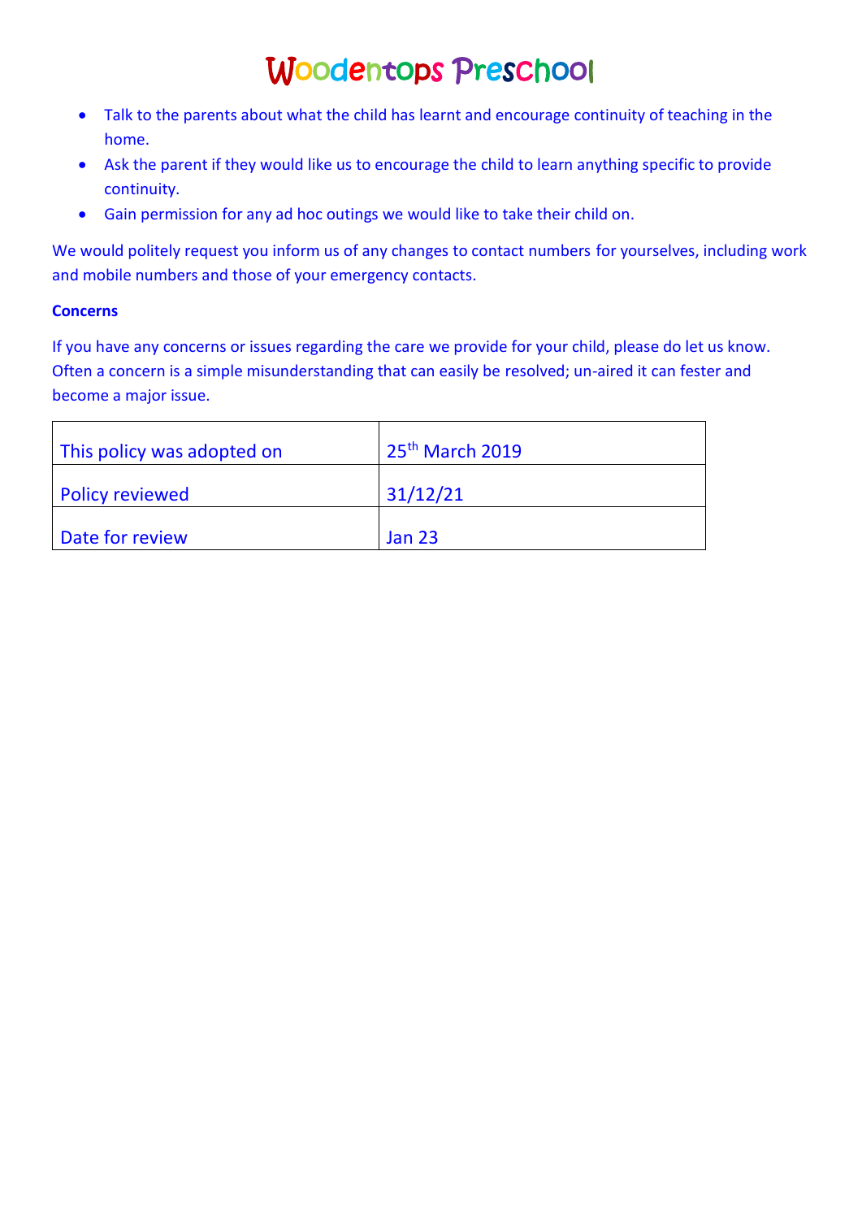- Talk to the parents about what the child has learnt and encourage continuity of teaching in the home.
- Ask the parent if they would like us to encourage the child to learn anything specific to provide continuity.
- Gain permission for any ad hoc outings we would like to take their child on.

We would politely request you inform us of any changes to contact numbers for yourselves, including work and mobile numbers and those of your emergency contacts.

**Concerns**

If you have any concerns or issues regarding the care we provide for your child, please do let us know. Often a concern is a simple misunderstanding that can easily be resolved; un-aired it can fester and become a major issue.

| | |
|---|---|
| This policy was adopted on | 25th March 2019 |
| Policy reviewed | 31/12/21 |
| Date for review | Jan 23 |